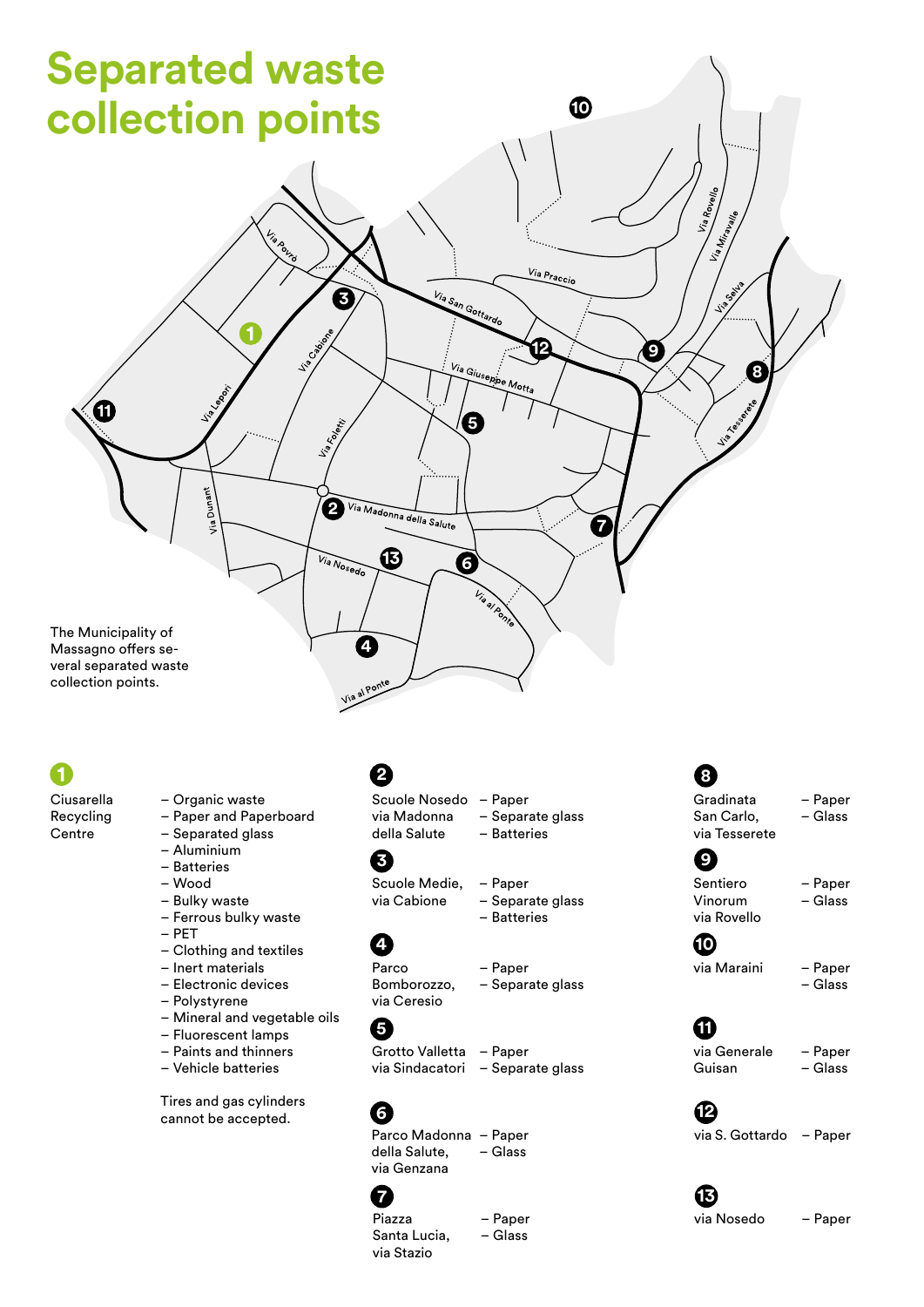# Separated waste collection points

The Municipality of Massagno offers several separated waste collection points.

**1**

Ciusarella Recycling Centre

- Organic waste
- Paper and Paperboard
- Separated glass
- Aluminium
- Batteries
- Wood
- Bulky waste
- Ferrous bulky waste
- PET
- Clothing and textiles
- Inert materials
- Electronic devices
- Polystyrene
- Mineral and vegetable oils
- Fluorescent lamps
- Paints and thinners
- Vehicle batteries

Tires and gas cylinders cannot be accepted.

**2**

Scuole Nosedo via Madonna della Salute

- Paper
- Separate glass
- Batteries

**3**

Scuole Medie, via Cabione

- Paper
- Separate glass
- Batteries

**4**

Parco Bomborozzo, via Ceresio

- Paper
- Separate glass

**5**

Grotto Valletta via Sindacatori

- Paper
- Separate glass

**6**

Parco Madonna della Salute, via Genzana

- Paper
- Glass

**7**

Piazza Santa Lucia, via Stazio

- Paper
- Glass

**8**

Gradinata San Carlo, via Tesserete

- Paper
- Glass

**9**

Sentiero Vinorum via Rovello

- Paper
- Glass

**10**

via Maraini

- Paper
- Glass

**11**

via Generale Guisan

- Paper
- Glass

**12**

via S. Gottardo

- Paper

**13**

via Nosedo

- Paper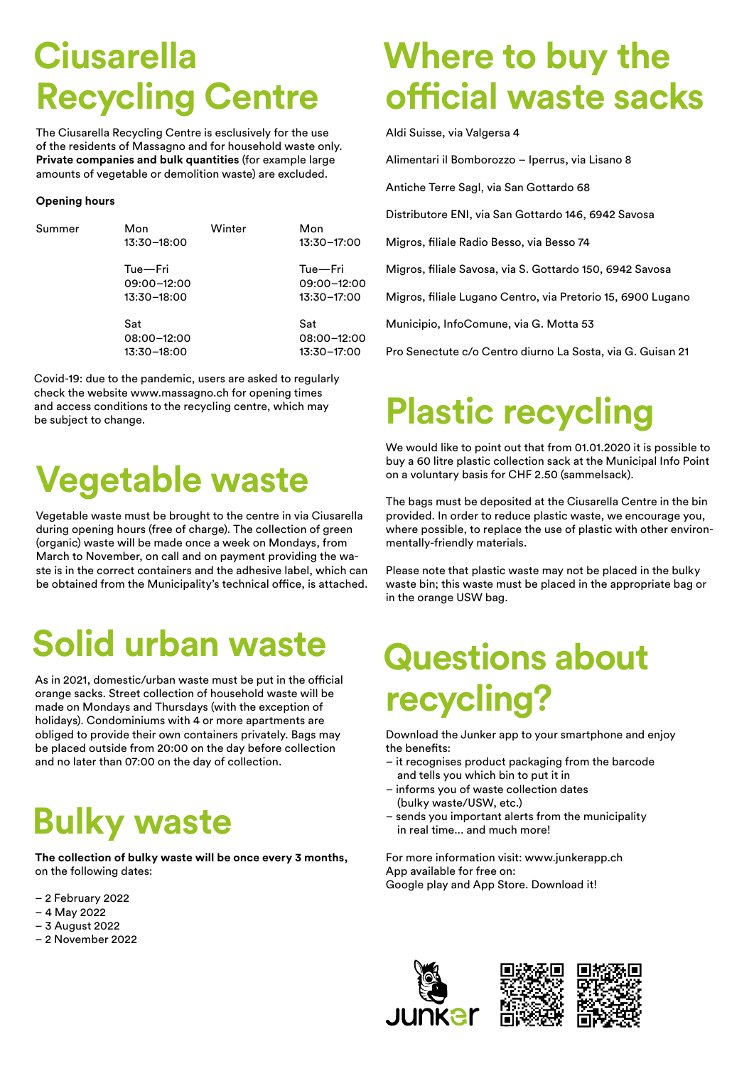# Ciusarella Recycling Centre

The Ciusarella Recycling Centre is esclusively for the use of the residents of Massagno and for household waste only. **Private companies and bulk quantities** (for example large amounts of vegetable or demolition waste) are excluded.

**Opening hours**

| Summer | | Winter | |
|---|---|---|---|
| Mon | 13:30–18:00 | Mon | 13:30–17:00 |
| Tue—Fri | 09:00–12:00<br>13:30–18:00 | Tue—Fri | 09:00–12:00<br>13:30–17:00 |
| Sat | 08:00–12:00<br>13:30–18:00 | Sat | 08:00–12:00<br>13:30–17:00 |

Covid-19: due to the pandemic, users are asked to regularly check the website www.massagno.ch for opening times and access conditions to the recycling centre, which may be subject to change.

# Vegetable waste

Vegetable waste must be brought to the centre in via Ciusarella during opening hours (free of charge). The collection of green (organic) waste will be made once a week on Mondays, from March to November, on call and on payment providing the waste is in the correct containers and the adhesive label, which can be obtained from the Municipality's technical office, is attached.

# Solid urban waste

As in 2021, domestic/urban waste must be put in the official orange sacks. Street collection of household waste will be made on Mondays and Thursdays (with the exception of holidays). Condominiums with 4 or more apartments are obliged to provide their own containers privately. Bags may be placed outside from 20:00 on the day before collection and no later than 07:00 on the day of collection.

# Bulky waste

**The collection of bulky waste will be once every 3 months,** on the following dates:

- 2 February 2022
- 4 May 2022
- 3 August 2022
- 2 November 2022

# Where to buy the official waste sacks

Aldi Suisse, via Valgersa 4

Alimentari il Bomborozzo – Iperrus, via Lisano 8

Antiche Terre Sagl, via San Gottardo 68

Distributore ENI, via San Gottardo 146, 6942 Savosa

Migros, filiale Radio Besso, via Besso 74

Migros, filiale Savosa, via S. Gottardo 150, 6942 Savosa

Migros, filiale Lugano Centro, via Pretorio 15, 6900 Lugano

Municipio, InfoComune, via G. Motta 53

Pro Senectute c/o Centro diurno La Sosta, via G. Guisan 21

# Plastic recycling

We would like to point out that from 01.01.2020 it is possible to buy a 60 litre plastic collection sack at the Municipal Info Point on a voluntary basis for CHF 2.50 (sammelsack).

The bags must be deposited at the Ciusarella Centre in the bin provided. In order to reduce plastic waste, we encourage you, where possible, to replace the use of plastic with other environmentally-friendly materials.

Please note that plastic waste may not be placed in the bulky waste bin; this waste must be placed in the appropriate bag or in the orange USW bag.

# Questions about recycling?

Download the Junker app to your smartphone and enjoy the benefits:

- it recognises product packaging from the barcode and tells you which bin to put it in
- informs you of waste collection dates (bulky waste/USW, etc.)
- sends you important alerts from the municipality in real time... and much more!

For more information visit: www.junkerapp.ch
App available for free on:
Google play and App Store. Download it!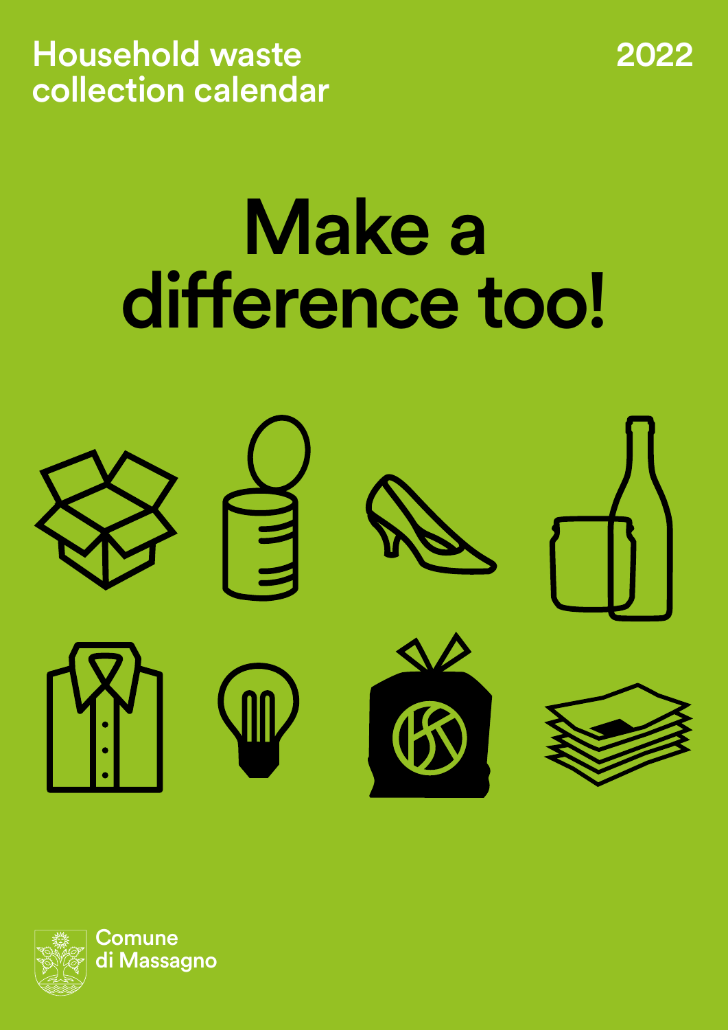Household waste collection calendar

2022

# Make a difference too!

Comune di Massagno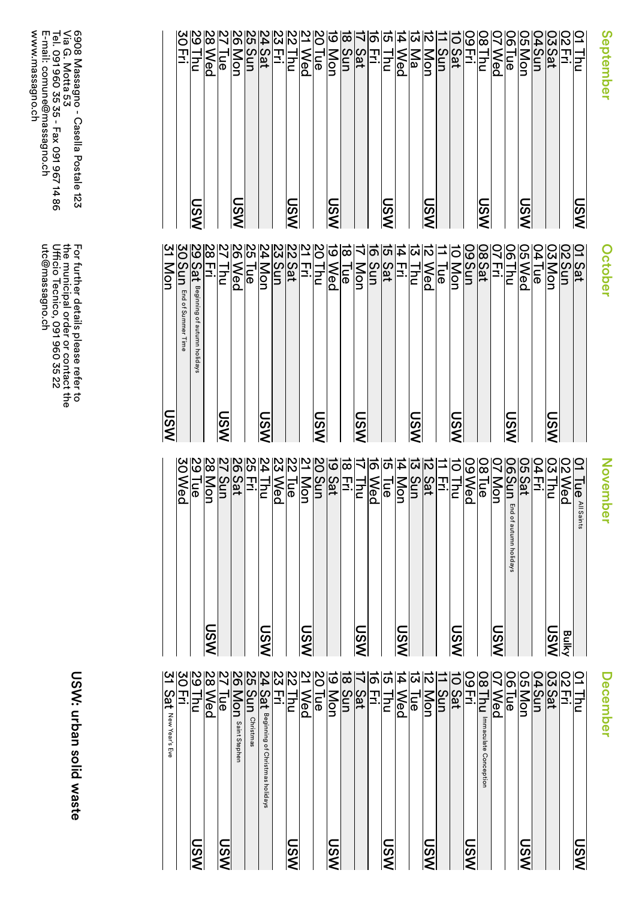## September

| Day | USW |
|---|---|
| 01 Thu | USW |
| 02 Fri | |
| 03 Sat | |
| 04 Sun | |
| 05 Mon | USW |
| 06 Tue | |
| 07 Wed | |
| 08 Thu | USW |
| 09 Fri | |
| 10 Sat | |
| 11 Sun | |
| 12 Mon | USW |
| 13 Ma | |
| 14 Wed | |
| 15 Thu | USW |
| 16 Fri | |
| 17 Sat | |
| 18 Sun | |
| 19 Mon | USW |
| 20 Tue | |
| 21 Wed | |
| 22 Thu | USW |
| 23 Fri | |
| 24 Sat | |
| 25 Sun | |
| 26 Mon | USW |
| 27 Tue | |
| 28 Wed | |
| 29 Thu | USW |
| 30 Fri | |

## October

| Day | USW |
|---|---|
| 01 Sat | |
| 02 Sun | |
| 03 Mon | USW |
| 04 Tue | |
| 05 Wed | |
| 06 Thu | USW |
| 07 Fri | |
| 08 Sat | |
| 09 Sun | |
| 10 Mon | USW |
| 11 Tue | |
| 12 Wed | |
| 13 Thu | USW |
| 14 Fri | |
| 15 Sat | |
| 16 Sun | |
| 17 Mon | USW |
| 18 Tue | |
| 19 Wed | |
| 20 Thu | USW |
| 21 Fri | |
| 22 Sat | |
| 23 Sun | |
| 24 Mon | USW |
| 25 Tue | |
| 26 Wed | |
| 27 Thu | USW |
| 28 Fri | |
| 29 Sat Beginning of autumn holidays | |
| 30 Sun End of Summer Time | |
| 31 Mon | USW |

## November

| Day | USW |
|---|---|
| 01 Tue All Saints | |
| 02 Wed | Bulky |
| 03 Thu | USW |
| 04 Fri | |
| 05 Sat | |
| 06 Sun End of autumn holidays | |
| 07 Mon | USW |
| 08 Tue | |
| 09 Wed | |
| 10 Thu | USW |
| 11 Fri | |
| 12 Sat | |
| 13 Sun | |
| 14 Mon | USW |
| 15 Tue | |
| 16 Wed | |
| 17 Thu | USW |
| 18 Fri | |
| 19 Sat | |
| 20 Sun | |
| 21 Mon | USW |
| 22 Tue | |
| 23 Wed | |
| 24 Thu | USW |
| 25 Fri | |
| 26 Sat | |
| 27 Sun | |
| 28 Mon | USW |
| 29 Tue | |
| 30 Wed | |

## December

| Day | USW |
|---|---|
| 01 Thu | USW |
| 02 Fri | |
| 03 Sat | |
| 04 Sun | |
| 05 Mon | USW |
| 06 Tue | |
| 07 Wed | |
| 08 Thu Immaculate Conception | |
| 09 Fri | USW |
| 10 Sat | |
| 11 Sun | |
| 12 Mon | USW |
| 13 Tue | |
| 14 Wed | |
| 15 Thu | USW |
| 16 Fri | |
| 17 Sat | |
| 18 Sun | |
| 19 Mon | USW |
| 20 Tue | |
| 21 Wed | |
| 22 Thu | USW |
| 23 Fri | |
| 24 Sat Beginning of Christmas holidays | |
| 25 Sun Christmas | |
| 26 Mon Saint Stephen | |
| 27 Tue | USW |
| 28 Wed | |
| 29 Thu | USW |
| 30 Fri | |
| 31 Sat New Year's Eve | |

**USW: urban solid waste**

For further details please refer to the municipal order or contact the Ufficio Tecnico, 091 960 35 22 utc@massagno.ch

6908 Massagno - Casella Postale 123
Via G. Motta 53
Tel. 091 960 35 35 - Fax 091 967 14 86
E-mail: comune@massagno.ch
www.massagno.ch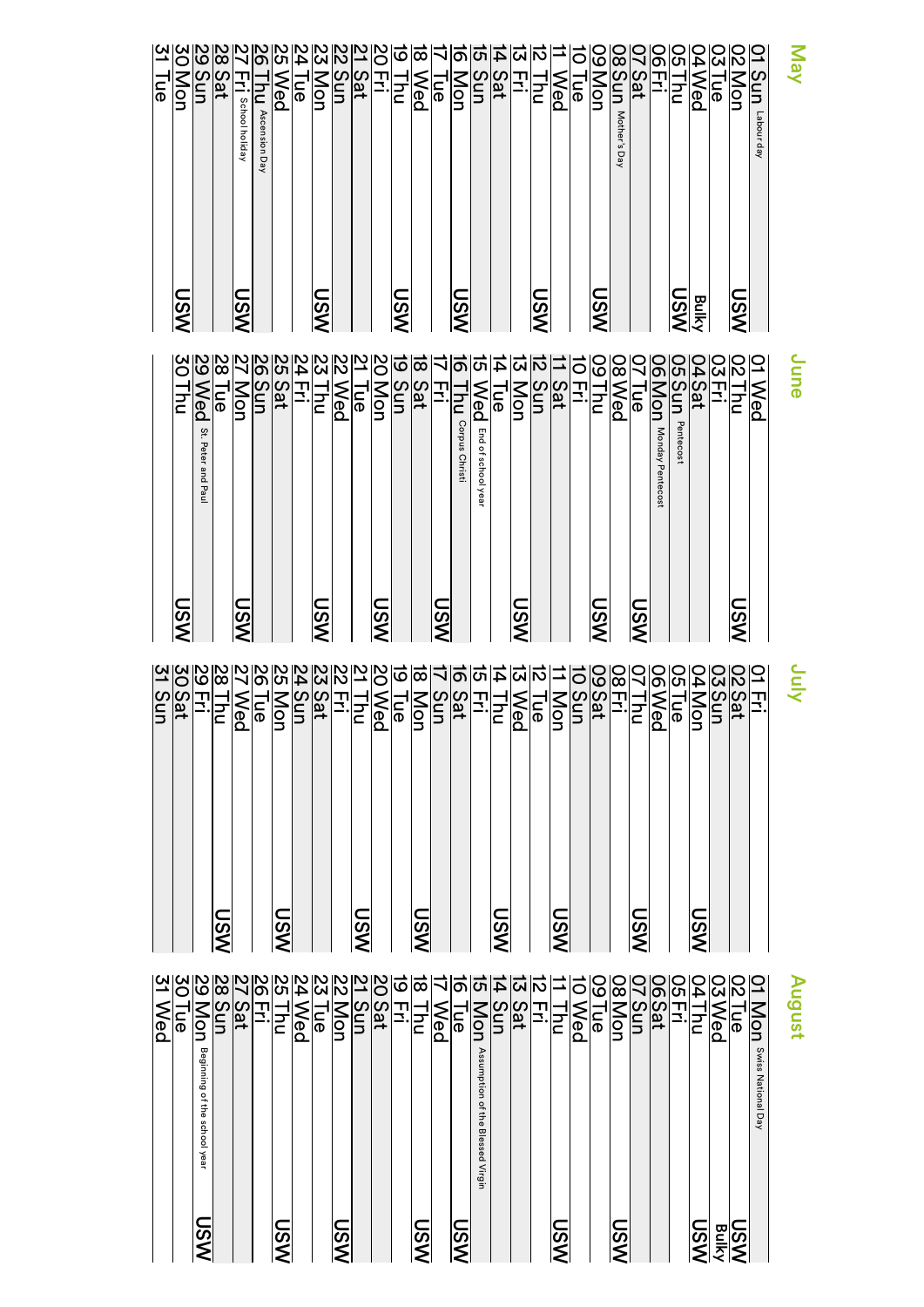## May

| Date | Day | Event | Collection |
|---|---|---|---|
| 01 | Sun | Labour day | |
| 02 | Mon | | USW |
| 03 | Tue | | |
| 04 | Wed | | Bulky |
| 05 | Thu | | USW |
| 06 | Fri | | |
| 07 | Sat | | |
| 08 | Sun | Mother's Day | |
| 09 | Mon | | USW |
| 10 | Tue | | |
| 11 | Wed | | |
| 12 | Thu | | USW |
| 13 | Fri | | |
| 14 | Sat | | |
| 15 | Sun | | |
| 16 | Mon | | USW |
| 17 | Tue | | |
| 18 | Wed | | |
| 19 | Thu | | USW |
| 20 | Fri | | |
| 21 | Sat | | |
| 22 | Sun | | |
| 23 | Mon | | USW |
| 24 | Tue | | |
| 25 | Wed | | |
| 26 | Thu | Ascension Day | |
| 27 | Fri | School holiday | USW |
| 28 | Sat | | |
| 29 | Sun | | |
| 30 | Mon | | USW |
| 31 | Tue | | |

## June

| Date | Day | Event | Collection |
|---|---|---|---|
| 01 | Wed | | |
| 02 | Thu | | USW |
| 03 | Fri | | |
| 04 | Sat | | |
| 05 | Sun | Pentecost | |
| 06 | Mon | Monday Pentecost | |
| 07 | Tue | | USW |
| 08 | Wed | | |
| 09 | Thu | | USW |
| 10 | Fri | | |
| 11 | Sat | | |
| 12 | Sun | | |
| 13 | Mon | | USW |
| 14 | Tue | | |
| 15 | Wed | End of school year | |
| 16 | Thu | Corpus Christi | |
| 17 | Fri | | USW |
| 18 | Sat | | |
| 19 | Sun | | |
| 20 | Mon | | USW |
| 21 | Tue | | |
| 22 | Wed | | |
| 23 | Thu | | USW |
| 24 | Fri | | |
| 25 | Sat | | |
| 26 | Sun | | |
| 27 | Mon | | USW |
| 28 | Tue | | |
| 29 | Wed | St. Peter and Paul | |
| 30 | Thu | | USW |

## July

| Date | Day | Event | Collection |
|---|---|---|---|
| 01 | Fri | | |
| 02 | Sat | | |
| 03 | Sun | | |
| 04 | Mon | | USW |
| 05 | Tue | | |
| 06 | Wed | | |
| 07 | Thu | | USW |
| 08 | Fri | | |
| 09 | Sat | | |
| 10 | Sun | | |
| 11 | Mon | | USW |
| 12 | Tue | | |
| 13 | Wed | | |
| 14 | Thu | | USW |
| 15 | Fri | | |
| 16 | Sat | | |
| 17 | Sun | | |
| 18 | Mon | | USW |
| 19 | Tue | | |
| 20 | Wed | | |
| 21 | Thu | | USW |
| 22 | Fri | | |
| 23 | Sat | | |
| 24 | Sun | | |
| 25 | Mon | | USW |
| 26 | Tue | | |
| 27 | Wed | | |
| 28 | Thu | | USW |
| 29 | Fri | | |
| 30 | Sat | | |
| 31 | Sun | | |

## August

| Date | Day | Event | Collection |
|---|---|---|---|
| 01 | Mon | Swiss National Day | USW |
| 02 | Tue | | Bulky |
| 03 | Wed | | |
| 04 | Thu | | USW |
| 05 | Fri | | |
| 06 | Sat | | |
| 07 | Sun | | |
| 08 | Mon | | USW |
| 09 | Tue | | |
| 10 | Wed | | |
| 11 | Thu | | USW |
| 12 | Fri | | |
| 13 | Sat | | |
| 14 | Sun | | |
| 15 | Mon | Assumption of the Blessed Virgin | |
| 16 | Tue | | USW |
| 17 | Wed | | |
| 18 | Thu | | USW |
| 19 | Fri | | |
| 20 | Sat | | |
| 21 | Sun | | |
| 22 | Mon | | USW |
| 23 | Tue | | |
| 24 | Wed | | |
| 25 | Thu | | USW |
| 26 | Fri | | |
| 27 | Sat | | |
| 28 | Sun | | |
| 29 | Mon | Beginning of the school year | USW |
| 30 | Tue | | |
| 31 | Wed | | |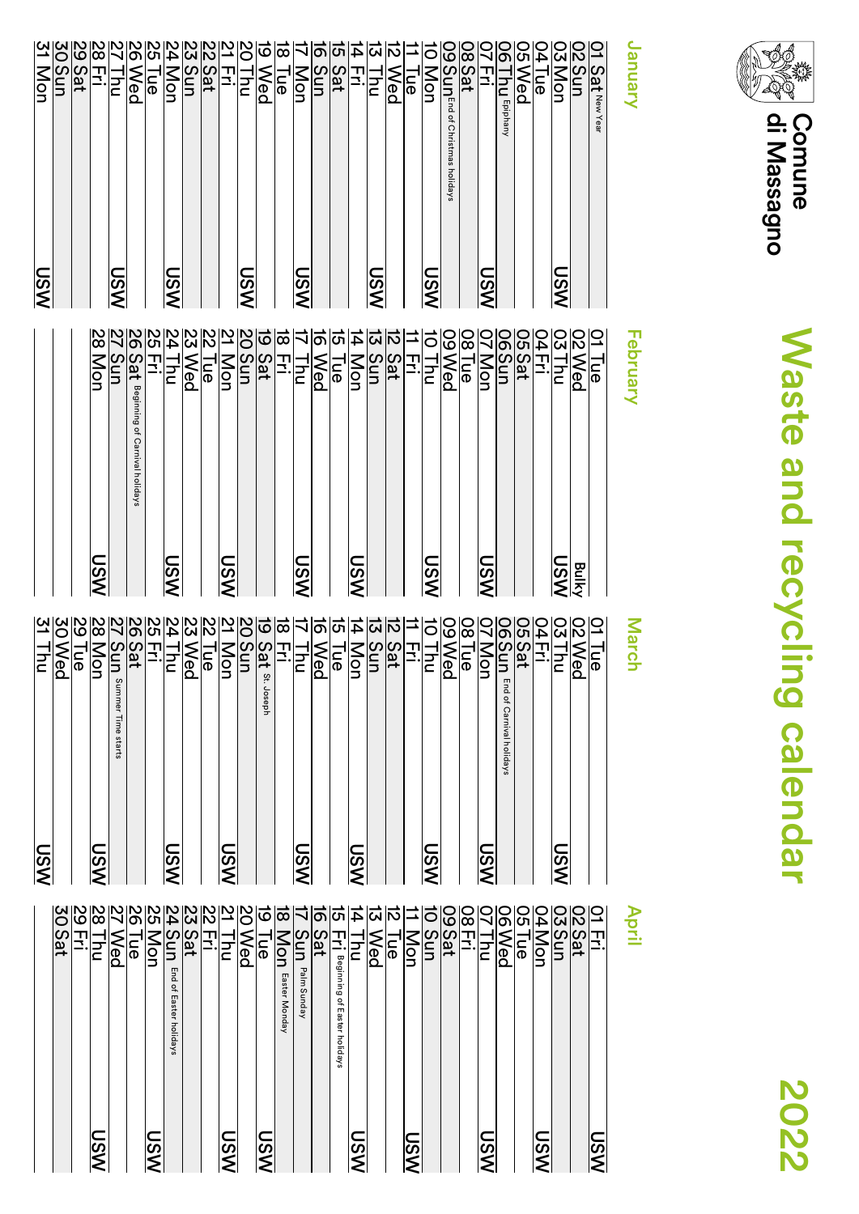# Comune di Massagno

# Waste and recycling calendar 2022

## January

| Day | Note | Collection |
|---|---|---|
| 01 Sat | New Year | |
| 02 Sun | | |
| 03 Mon | | USW |
| 04 Tue | | |
| 05 Wed | | |
| 06 Thu | Epiphany | |
| 07 Fri | | USW |
| 08 Sat | | |
| 09 Sun | End of Christmas holidays | |
| 10 Mon | | USW |
| 11 Tue | | |
| 12 Wed | | |
| 13 Thu | | USW |
| 14 Fri | | |
| 15 Sat | | |
| 16 Sun | | |
| 17 Mon | | USW |
| 18 Tue | | |
| 19 Wed | | |
| 20 Thu | | USW |
| 21 Fri | | |
| 22 Sat | | |
| 23 Sun | | |
| 24 Mon | | USW |
| 25 Tue | | |
| 26 Wed | | |
| 27 Thu | | USW |
| 28 Fri | | |
| 29 Sat | | |
| 30 Sun | | |
| 31 Mon | | USW |

## February

| Day | Note | Collection |
|---|---|---|
| 01 Tue | | |
| 02 Wed | | Bulky |
| 03 Thu | | USW |
| 04 Fri | | |
| 05 Sat | | |
| 06 Sun | | |
| 07 Mon | | USW |
| 08 Tue | | |
| 09 Wed | | |
| 10 Thu | | USW |
| 11 Fri | | |
| 12 Sat | | |
| 13 Sun | | |
| 14 Mon | | USW |
| 15 Tue | | |
| 16 Wed | | |
| 17 Thu | | USW |
| 18 Fri | | |
| 19 Sat | | |
| 20 Sun | | |
| 21 Mon | | USW |
| 22 Tue | | |
| 23 Wed | | |
| 24 Thu | | USW |
| 25 Fri | | |
| 26 Sat | Beginning of Carnival holidays | |
| 27 Sun | | |
| 28 Mon | | USW |

## March

| Day | Note | Collection |
|---|---|---|
| 01 Tue | | |
| 02 Wed | | |
| 03 Thu | | USW |
| 04 Fri | | |
| 05 Sat | | |
| 06 Sun | End of Carnival holidays | |
| 07 Mon | | USW |
| 08 Tue | | |
| 09 Wed | | |
| 10 Thu | | USW |
| 11 Fri | | |
| 12 Sat | | |
| 13 Sun | | |
| 14 Mon | | USW |
| 15 Tue | | |
| 16 Wed | | |
| 17 Thu | | USW |
| 18 Fri | | |
| 19 Sat | St. Joseph | |
| 20 Sun | | |
| 21 Mon | | USW |
| 22 Tue | | |
| 23 Wed | | |
| 24 Thu | | USW |
| 25 Fri | | |
| 26 Sat | | |
| 27 Sun | Summer Time starts | |
| 28 Mon | | USW |
| 29 Tue | | |
| 30 Wed | | |
| 31 Thu | | USW |

## April

| Day | Note | Collection |
|---|---|---|
| 01 Fri | | USW |
| 02 Sat | | |
| 03 Sun | | |
| 04 Mon | | USW |
| 05 Tue | | |
| 06 Wed | | |
| 07 Thu | | USW |
| 08 Fri | | |
| 09 Sat | | |
| 10 Sun | | |
| 11 Mon | | USW |
| 12 Tue | | |
| 13 Wed | | |
| 14 Thu | | USW |
| 15 Fri | Beginning of Easter holidays | |
| 16 Sat | | |
| 17 Sun | Palm Sunday | |
| 18 Mon | Easter Monday | |
| 19 Tue | | USW |
| 20 Wed | | |
| 21 Thu | | USW |
| 22 Fri | | |
| 23 Sat | | |
| 24 Sun | End of Easter holidays | |
| 25 Mon | | USW |
| 26 Tue | | |
| 27 Wed | | |
| 28 Thu | | USW |
| 29 Fri | | |
| 30 Sat | | |